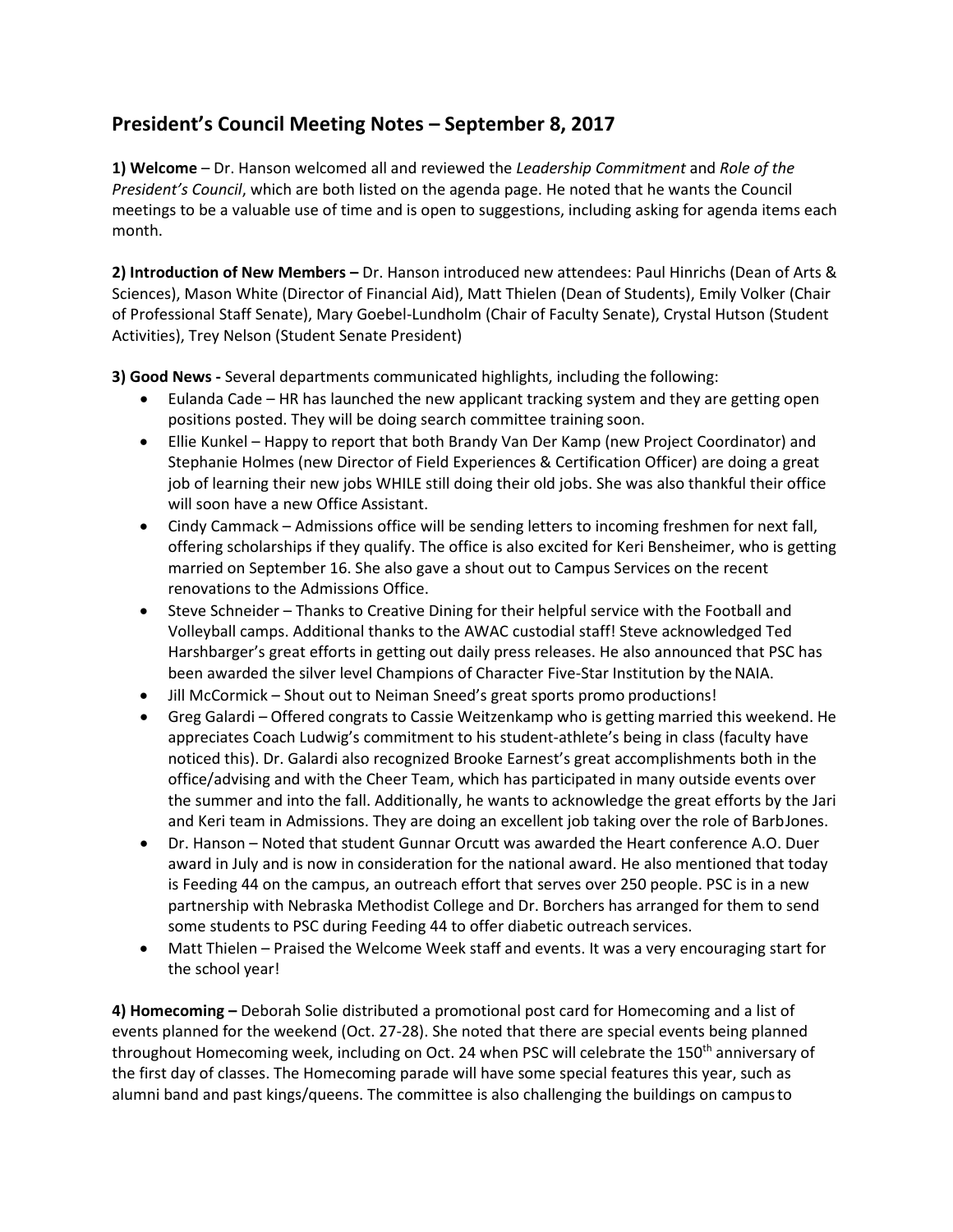# President's Council Meeting Notes – September 8, 2017

**1) Welcome** – Dr. Hanson welcomed all and reviewed the *Leadership Commitment* and *Role of the President's Council*, which are both listed on the agenda page. He noted that he wants the Council meetings to be a valuable use of time and is open to suggestions, including asking for agenda items each month.

**2) Introduction of New Members –** Dr. Hanson introduced new attendees: Paul Hinrichs (Dean of Arts & Sciences), Mason White (Director of Financial Aid), Matt Thielen (Dean of Students), Emily Volker (Chair of Professional Staff Senate), Mary Goebel-Lundholm (Chair of Faculty Senate), Crystal Hutson (Student Activities), Trey Nelson (Student Senate President)

**3) Good News -** Several departments communicated highlights, including the following:

- Eulanda Cade – HR has launched the new applicant tracking system and they are getting open positions posted. They will be doing search committee training soon.
- Ellie Kunkel – Happy to report that both Brandy Van Der Kamp (new Project Coordinator) and Stephanie Holmes (new Director of Field Experiences & Certification Officer) are doing a great job of learning their new jobs WHILE still doing their old jobs. She was also thankful their office will soon have a new Office Assistant.
- Cindy Cammack – Admissions office will be sending letters to incoming freshmen for next fall, offering scholarships if they qualify. The office is also excited for Keri Bensheimer, who is getting married on September 16. She also gave a shout out to Campus Services on the recent renovations to the Admissions Office.
- Steve Schneider – Thanks to Creative Dining for their helpful service with the Football and Volleyball camps. Additional thanks to the AWAC custodial staff! Steve acknowledged Ted Harshbarger's great efforts in getting out daily press releases. He also announced that PSC has been awarded the silver level Champions of Character Five-Star Institution by the NAIA.
- Jill McCormick – Shout out to Neiman Sneed's great sports promo productions!
- Greg Galardi – Offered congrats to Cassie Weitzenkamp who is getting married this weekend. He appreciates Coach Ludwig's commitment to his student-athlete's being in class (faculty have noticed this). Dr. Galardi also recognized Brooke Earnest's great accomplishments both in the office/advising and with the Cheer Team, which has participated in many outside events over the summer and into the fall. Additionally, he wants to acknowledge the great efforts by the Jari and Keri team in Admissions. They are doing an excellent job taking over the role of Barb Jones.
- Dr. Hanson – Noted that student Gunnar Orcutt was awarded the Heart conference A.O. Duer award in July and is now in consideration for the national award. He also mentioned that today is Feeding 44 on the campus, an outreach effort that serves over 250 people. PSC is in a new partnership with Nebraska Methodist College and Dr. Borchers has arranged for them to send some students to PSC during Feeding 44 to offer diabetic outreach services.
- Matt Thielen – Praised the Welcome Week staff and events. It was a very encouraging start for the school year!

**4) Homecoming –** Deborah Solie distributed a promotional post card for Homecoming and a list of events planned for the weekend (Oct. 27-28). She noted that there are special events being planned throughout Homecoming week, including on Oct. 24 when PSC will celebrate the 150th anniversary of the first day of classes. The Homecoming parade will have some special features this year, such as alumni band and past kings/queens. The committee is also challenging the buildings on campus to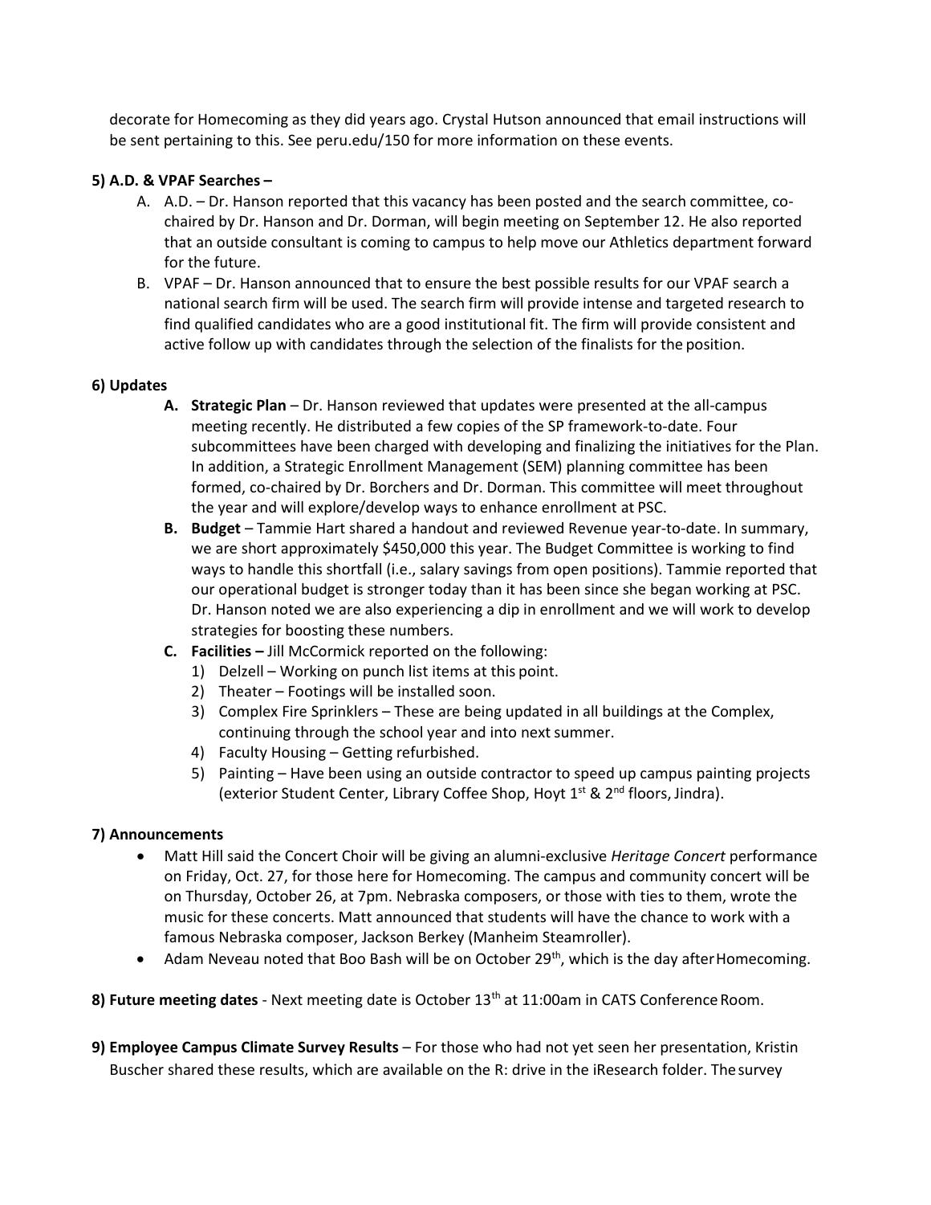decorate for Homecoming as they did years ago. Crystal Hutson announced that email instructions will be sent pertaining to this. See peru.edu/150 for more information on these events.

**5) A.D. & VPAF Searches –**

A. A.D. – Dr. Hanson reported that this vacancy has been posted and the search committee, co-chaired by Dr. Hanson and Dr. Dorman, will begin meeting on September 12. He also reported that an outside consultant is coming to campus to help move our Athletics department forward for the future.

B. VPAF – Dr. Hanson announced that to ensure the best possible results for our VPAF search a national search firm will be used. The search firm will provide intense and targeted research to find qualified candidates who are a good institutional fit. The firm will provide consistent and active follow up with candidates through the selection of the finalists for the position.

**6) Updates**

**A. Strategic Plan** – Dr. Hanson reviewed that updates were presented at the all-campus meeting recently. He distributed a few copies of the SP framework-to-date. Four subcommittees have been charged with developing and finalizing the initiatives for the Plan. In addition, a Strategic Enrollment Management (SEM) planning committee has been formed, co-chaired by Dr. Borchers and Dr. Dorman. This committee will meet throughout the year and will explore/develop ways to enhance enrollment at PSC.

**B. Budget** – Tammie Hart shared a handout and reviewed Revenue year-to-date. In summary, we are short approximately $450,000 this year. The Budget Committee is working to find ways to handle this shortfall (i.e., salary savings from open positions). Tammie reported that our operational budget is stronger today than it has been since she began working at PSC. Dr. Hanson noted we are also experiencing a dip in enrollment and we will work to develop strategies for boosting these numbers.

**C. Facilities –** Jill McCormick reported on the following:

1) Delzell – Working on punch list items at this point.
2) Theater – Footings will be installed soon.
3) Complex Fire Sprinklers – These are being updated in all buildings at the Complex, continuing through the school year and into next summer.
4) Faculty Housing – Getting refurbished.
5) Painting – Have been using an outside contractor to speed up campus painting projects (exterior Student Center, Library Coffee Shop, Hoyt 1st & 2nd floors, Jindra).

**7) Announcements**

- Matt Hill said the Concert Choir will be giving an alumni-exclusive *Heritage Concert* performance on Friday, Oct. 27, for those here for Homecoming. The campus and community concert will be on Thursday, October 26, at 7pm. Nebraska composers, or those with ties to them, wrote the music for these concerts. Matt announced that students will have the chance to work with a famous Nebraska composer, Jackson Berkey (Manheim Steamroller).
- Adam Neveau noted that Boo Bash will be on October 29th, which is the day after Homecoming.

**8) Future meeting dates** - Next meeting date is October 13th at 11:00am in CATS Conference Room.

**9) Employee Campus Climate Survey Results** – For those who had not yet seen her presentation, Kristin Buscher shared these results, which are available on the R: drive in the iResearch folder. The survey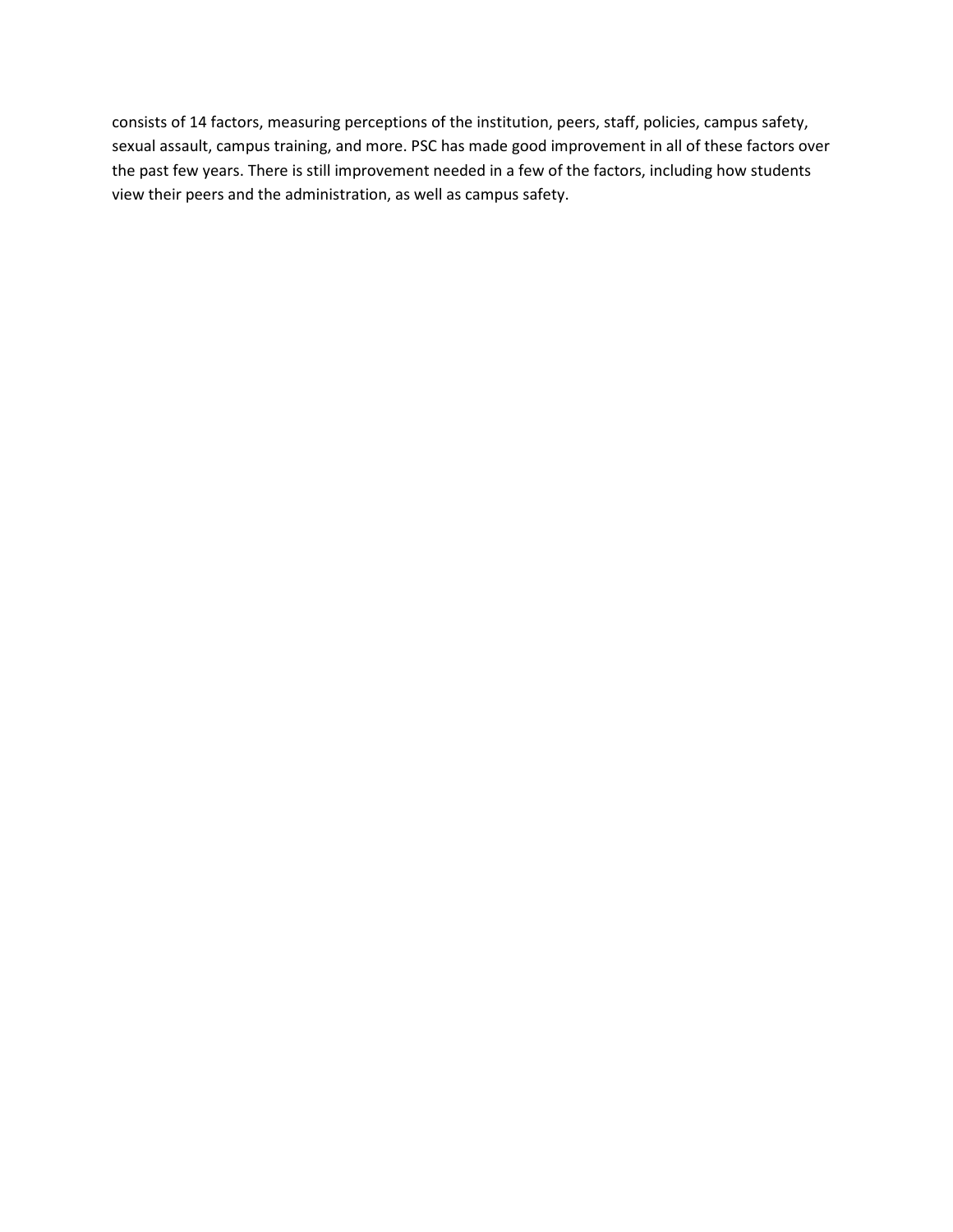consists of 14 factors, measuring perceptions of the institution, peers, staff, policies, campus safety, sexual assault, campus training, and more. PSC has made good improvement in all of these factors over the past few years. There is still improvement needed in a few of the factors, including how students view their peers and the administration, as well as campus safety.